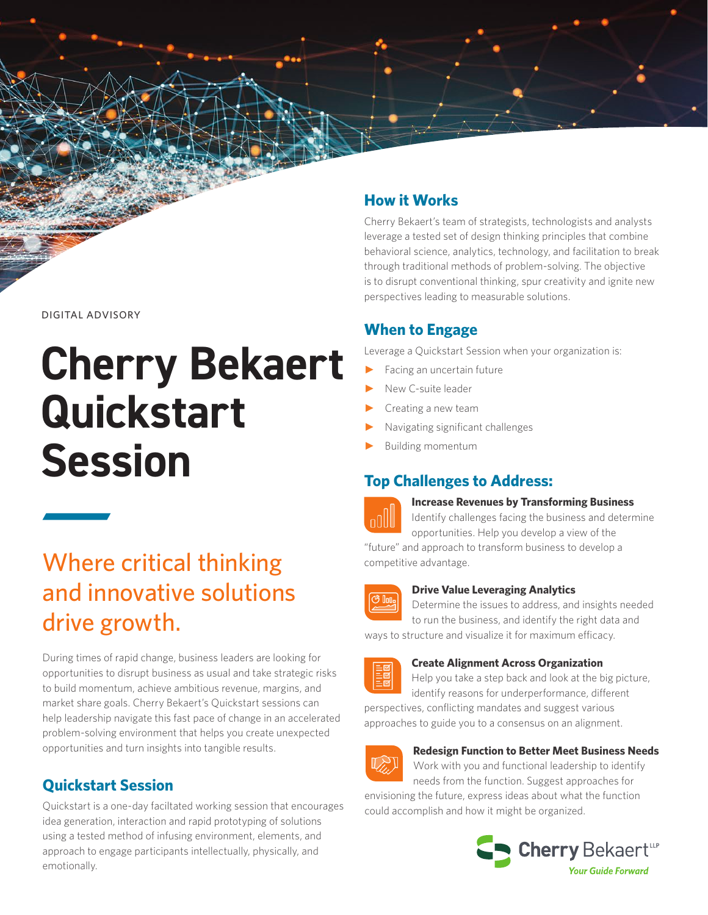DIGITAL ADVISORY

# Cherry Bekaert Quickstart Session

## Where critical thinking and innovative solutions drive growth.

During times of rapid change, business leaders are looking for opportunities to disrupt business as usual and take strategic risks to build momentum, achieve ambitious revenue, margins, and market share goals. Cherry Bekaert's Quickstart sessions can help leadership navigate this fast pace of change in an accelerated problem-solving environment that helps you create unexpected opportunities and turn insights into tangible results.

## Quickstart Session

Quickstart is a one-day faciltated working session that encourages idea generation, interaction and rapid prototyping of solutions using a tested method of infusing environment, elements, and approach to engage participants intellectually, physically, and emotionally.

## How it Works

Cherry Bekaert's team of strategists, technologists and analysts leverage a tested set of design thinking principles that combine behavioral science, analytics, technology, and facilitation to break through traditional methods of problem-solving. The objective is to disrupt conventional thinking, spur creativity and ignite new perspectives leading to measurable solutions.

## When to Engage

Leverage a Quickstart Session when your organization is:

- Facing an uncertain future
- New C-suite leader
- Creating a new team
- Navigating significant challenges
- Building momentum

## Top Challenges to Address:

**Increase Revenues by Transforming Business**
Identify challenges facing the business and determine opportunities. Help you develop a view of the "future" and approach to transform business to develop a competitive advantage.

**Drive Value Leveraging Analytics**
Determine the issues to address, and insights needed to run the business, and identify the right data and ways to structure and visualize it for maximum efficacy.

**Create Alignment Across Organization**
Help you take a step back and look at the big picture, identify reasons for underperformance, different perspectives, conflicting mandates and suggest various approaches to guide you to a consensus on an alignment.

**Redesign Function to Better Meet Business Needs**
Work with you and functional leadership to identify needs from the function. Suggest approaches for envisioning the future, express ideas about what the function could accomplish and how it might be organized.

Cherry Bekaert LLP
*Your Guide Forward*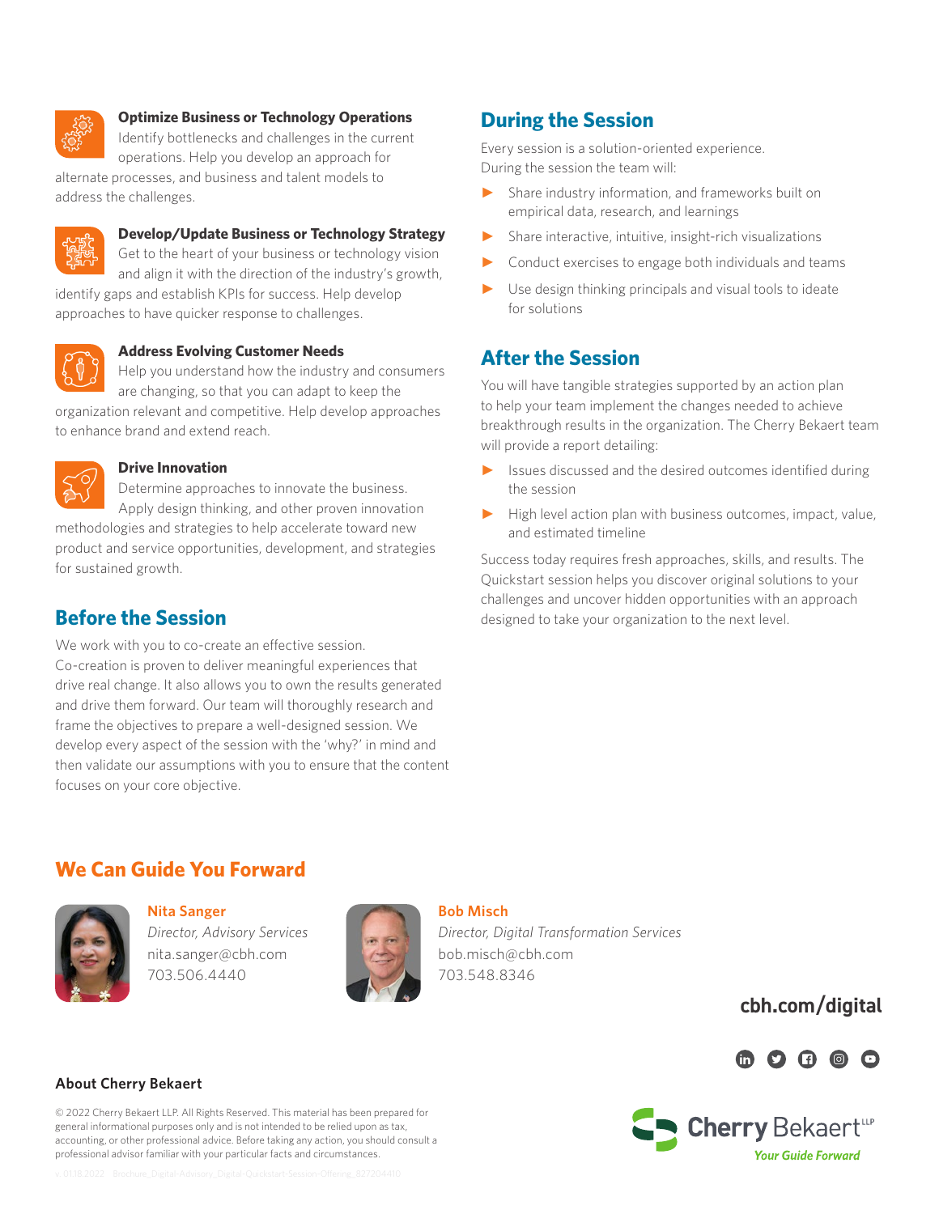### Optimize Business or Technology Operations

Identify bottlenecks and challenges in the current operations. Help you develop an approach for alternate processes, and business and talent models to address the challenges.

### Develop/Update Business or Technology Strategy

Get to the heart of your business or technology vision and align it with the direction of the industry's growth, identify gaps and establish KPIs for success. Help develop approaches to have quicker response to challenges.

### Address Evolving Customer Needs

Help you understand how the industry and consumers are changing, so that you can adapt to keep the organization relevant and competitive. Help develop approaches to enhance brand and extend reach.

### Drive Innovation

Determine approaches to innovate the business. Apply design thinking, and other proven innovation methodologies and strategies to help accelerate toward new product and service opportunities, development, and strategies for sustained growth.

## Before the Session

We work with you to co-create an effective session. Co-creation is proven to deliver meaningful experiences that drive real change. It also allows you to own the results generated and drive them forward. Our team will thoroughly research and frame the objectives to prepare a well-designed session. We develop every aspect of the session with the 'why?' in mind and then validate our assumptions with you to ensure that the content focuses on your core objective.

## During the Session

Every session is a solution-oriented experience.
During the session the team will:

- Share industry information, and frameworks built on empirical data, research, and learnings
- Share interactive, intuitive, insight-rich visualizations
- Conduct exercises to engage both individuals and teams
- Use design thinking principals and visual tools to ideate for solutions

## After the Session

You will have tangible strategies supported by an action plan to help your team implement the changes needed to achieve breakthrough results in the organization. The Cherry Bekaert team will provide a report detailing:

- Issues discussed and the desired outcomes identified during the session
- High level action plan with business outcomes, impact, value, and estimated timeline

Success today requires fresh approaches, skills, and results. The Quickstart session helps you discover original solutions to your challenges and uncover hidden opportunities with an approach designed to take your organization to the next level.

## We Can Guide You Forward

**Nita Sanger**
*Director, Advisory Services*
nita.sanger@cbh.com
703.506.4440

**Bob Misch**
*Director, Digital Transformation Services*
bob.misch@cbh.com
703.548.8346

**cbh.com/digital**

### About Cherry Bekaert

© 2022 Cherry Bekaert LLP. All Rights Reserved. This material has been prepared for general informational purposes only and is not intended to be relied upon as tax, accounting, or other professional advice. Before taking any action, you should consult a professional advisor familiar with your particular facts and circumstances.

v. 01.18.2022 Brochure_Digital-Advisory_Digital-Quickstart-Session-Offering_827204410

Cherry Bekaert LLP
*Your Guide Forward*